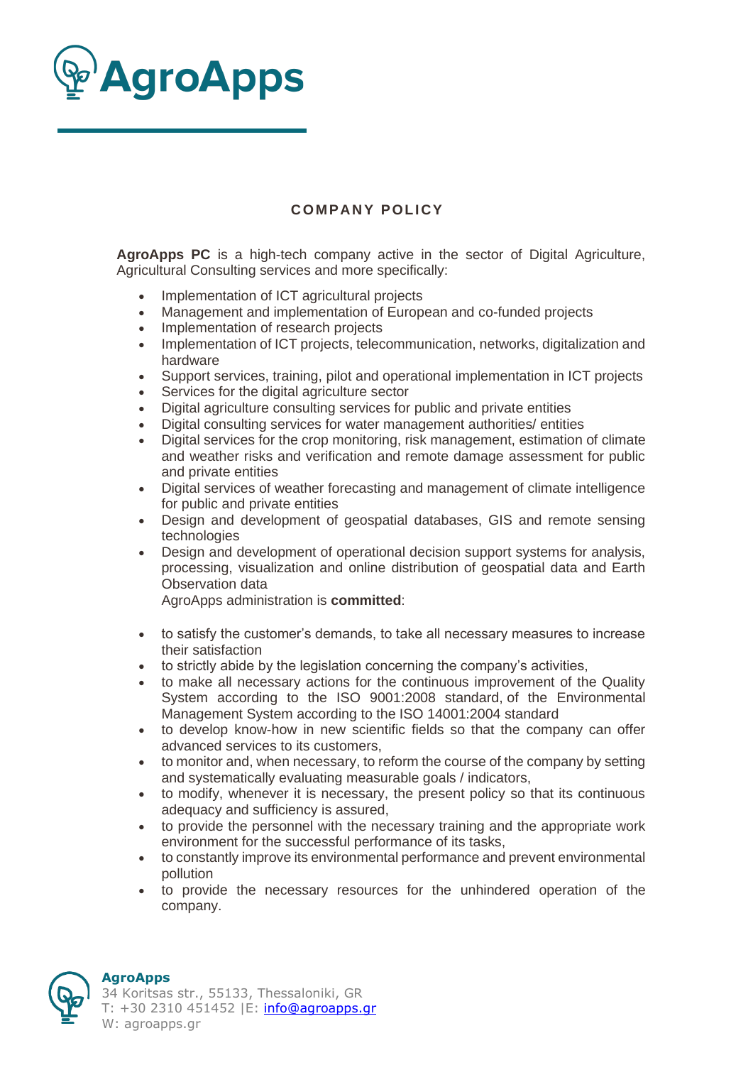# AgroApps

## COMPANY POLICY

**AgroApps PC** is a high-tech company active in the sector of Digital Agriculture, Agricultural Consulting services and more specifically:

- Implementation of ICT agricultural projects
- Management and implementation of European and co-funded projects
- Implementation of research projects
- Implementation of ICT projects, telecommunication, networks, digitalization and hardware
- Support services, training, pilot and operational implementation in ICT projects
- Services for the digital agriculture sector
- Digital agriculture consulting services for public and private entities
- Digital consulting services for water management authorities/ entities
- Digital services for the crop monitoring, risk management, estimation of climate and weather risks and verification and remote damage assessment for public and private entities
- Digital services of weather forecasting and management of climate intelligence for public and private entities
- Design and development of geospatial databases, GIS and remote sensing technologies
- Design and development of operational decision support systems for analysis, processing, visualization and online distribution of geospatial data and Earth Observation data

AgroApps administration is **committed**:

- to satisfy the customer's demands, to take all necessary measures to increase their satisfaction
- to strictly abide by the legislation concerning the company's activities,
- to make all necessary actions for the continuous improvement of the Quality System according to the ISO 9001:2008 standard, of the Environmental Management System according to the ISO 14001:2004 standard
- to develop know-how in new scientific fields so that the company can offer advanced services to its customers,
- to monitor and, when necessary, to reform the course of the company by setting and systematically evaluating measurable goals / indicators,
- to modify, whenever it is necessary, the present policy so that its continuous adequacy and sufficiency is assured,
- to provide the personnel with the necessary training and the appropriate work environment for the successful performance of its tasks,
- to constantly improve its environmental performance and prevent environmental pollution
- to provide the necessary resources for the unhindered operation of the company.

**AgroApps**
34 Koritsas str., 55133, Thessaloniki, GR
T: +30 2310 451452 |E: info@agroapps.gr
W: agroapps.gr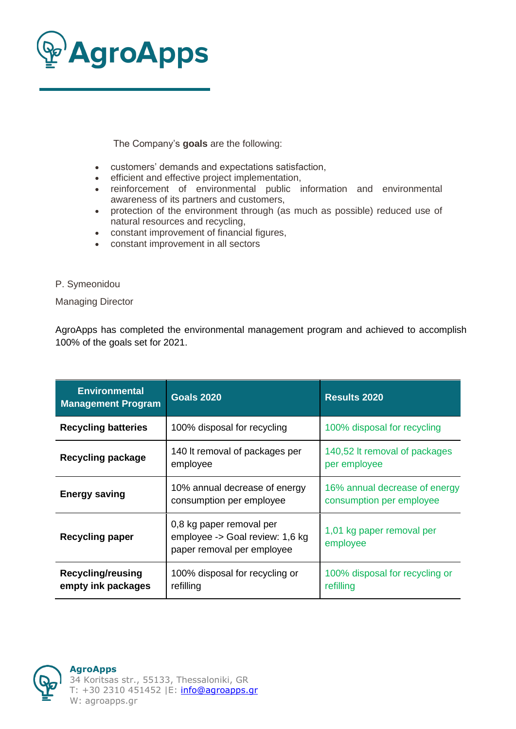The Company's **goals** are the following:

- customers' demands and expectations satisfaction,
- efficient and effective project implementation,
- reinforcement of environmental public information and environmental awareness of its partners and customers,
- protection of the environment through (as much as possible) reduced use of natural resources and recycling,
- constant improvement of financial figures,
- constant improvement in all sectors

P. Symeonidou

Managing Director

AgroApps has completed the environmental management program and achieved to accomplish 100% of the goals set for 2021.

| Environmental Management Program | Goals 2020 | Results 2020 |
|---|---|---|
| **Recycling batteries** | 100% disposal for recycling | 100% disposal for recycling |
| **Recycling package** | 140 lt removal of packages per employee | 140,52 lt removal of packages per employee |
| **Energy saving** | 10% annual decrease of energy consumption per employee | 16% annual decrease of energy consumption per employee |
| **Recycling paper** | 0,8 kg paper removal per employee -> Goal review: 1,6 kg paper removal per employee | 1,01 kg paper removal per employee |
| **Recycling/reusing empty ink packages** | 100% disposal for recycling or refilling | 100% disposal for recycling or refilling |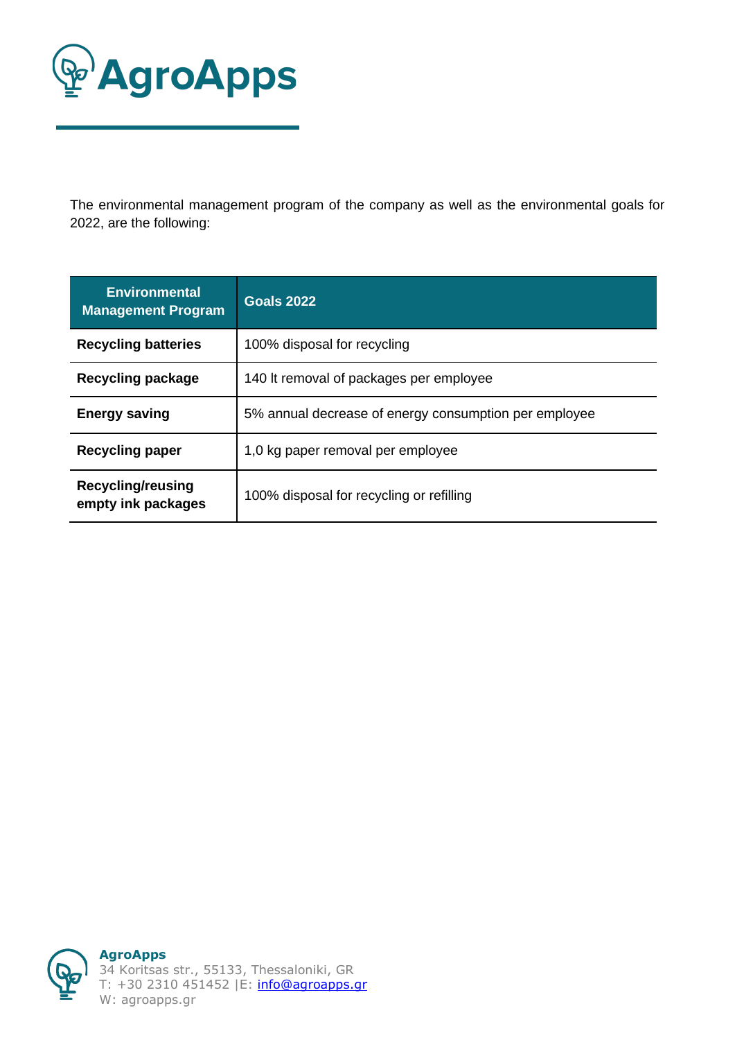The environmental management program of the company as well as the environmental goals for 2022, are the following:

| Environmental Management Program | Goals 2022 |
|---|---|
| **Recycling batteries** | 100% disposal for recycling |
| **Recycling package** | 140 lt removal of packages per employee |
| **Energy saving** | 5% annual decrease of energy consumption per employee |
| **Recycling paper** | 1,0 kg paper removal per employee |
| **Recycling/reusing empty ink packages** | 100% disposal for recycling or refilling |